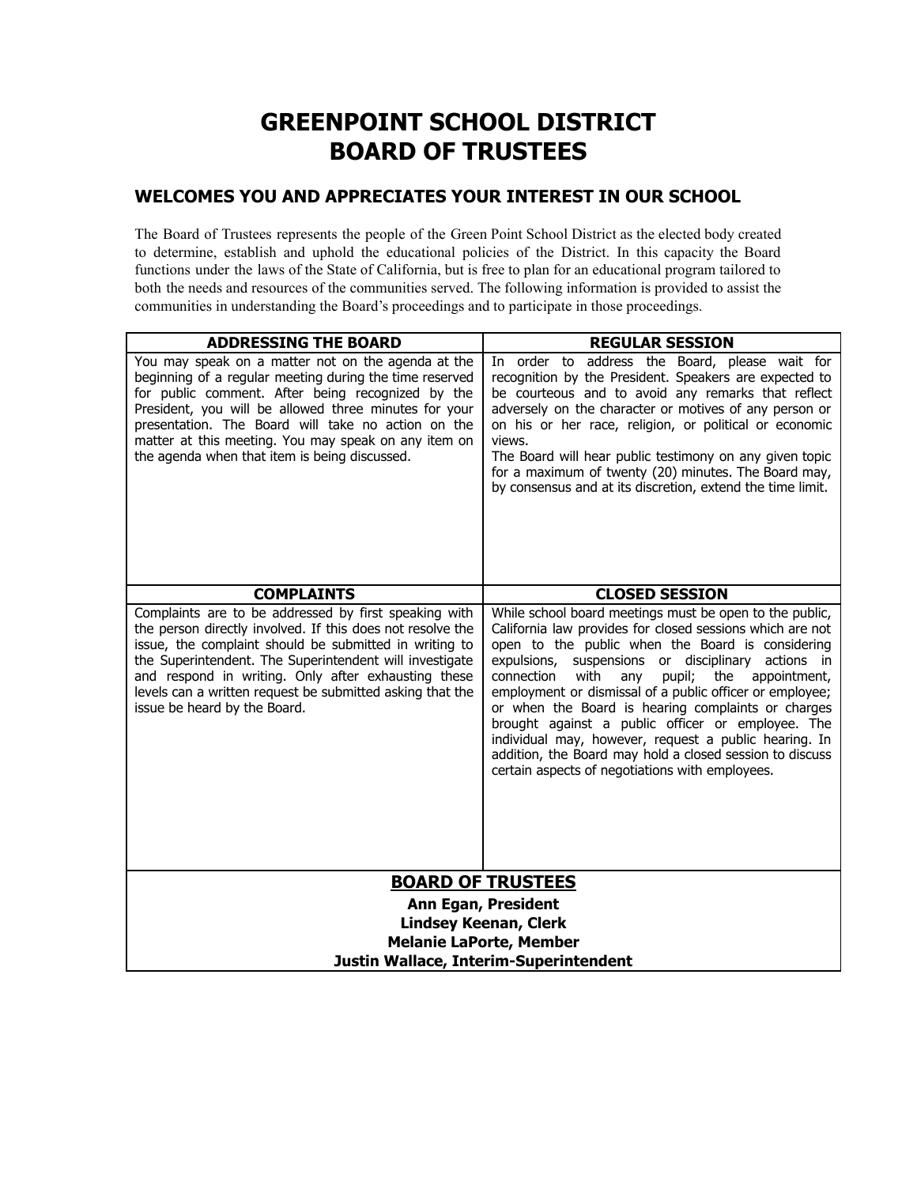# GREENPOINT SCHOOL DISTRICT
# BOARD OF TRUSTEES

## WELCOMES YOU AND APPRECIATES YOUR INTEREST IN OUR SCHOOL

The Board of Trustees represents the people of the Green Point School District as the elected body created to determine, establish and uphold the educational policies of the District. In this capacity the Board functions under the laws of the State of California, but is free to plan for an educational program tailored to both the needs and resources of the communities served. The following information is provided to assist the communities in understanding the Board's proceedings and to participate in those proceedings.

| ADDRESSING THE BOARD | REGULAR SESSION |
|---|---|
| You may speak on a matter not on the agenda at the beginning of a regular meeting during the time reserved for public comment. After being recognized by the President, you will be allowed three minutes for your presentation. The Board will take no action on the matter at this meeting. You may speak on any item on the agenda when that item is being discussed. | In order to address the Board, please wait for recognition by the President. Speakers are expected to be courteous and to avoid any remarks that reflect adversely on the character or motives of any person or on his or her race, religion, or political or economic views.<br>The Board will hear public testimony on any given topic for a maximum of twenty (20) minutes. The Board may, by consensus and at its discretion, extend the time limit. |
| **COMPLAINTS** | **CLOSED SESSION** |
| Complaints are to be addressed by first speaking with the person directly involved. If this does not resolve the issue, the complaint should be submitted in writing to the Superintendent. The Superintendent will investigate and respond in writing. Only after exhausting these levels can a written request be submitted asking that the issue be heard by the Board. | While school board meetings must be open to the public, California law provides for closed sessions which are not open to the public when the Board is considering expulsions, suspensions or disciplinary actions in connection with any pupil; the appointment, employment or dismissal of a public officer or employee; or when the Board is hearing complaints or charges brought against a public officer or employee. The individual may, however, request a public hearing. In addition, the Board may hold a closed session to discuss certain aspects of negotiations with employees. |

**BOARD OF TRUSTEES**

**Ann Egan, President**
**Lindsey Keenan, Clerk**
**Melanie LaPorte, Member**
**Justin Wallace, Interim-Superintendent**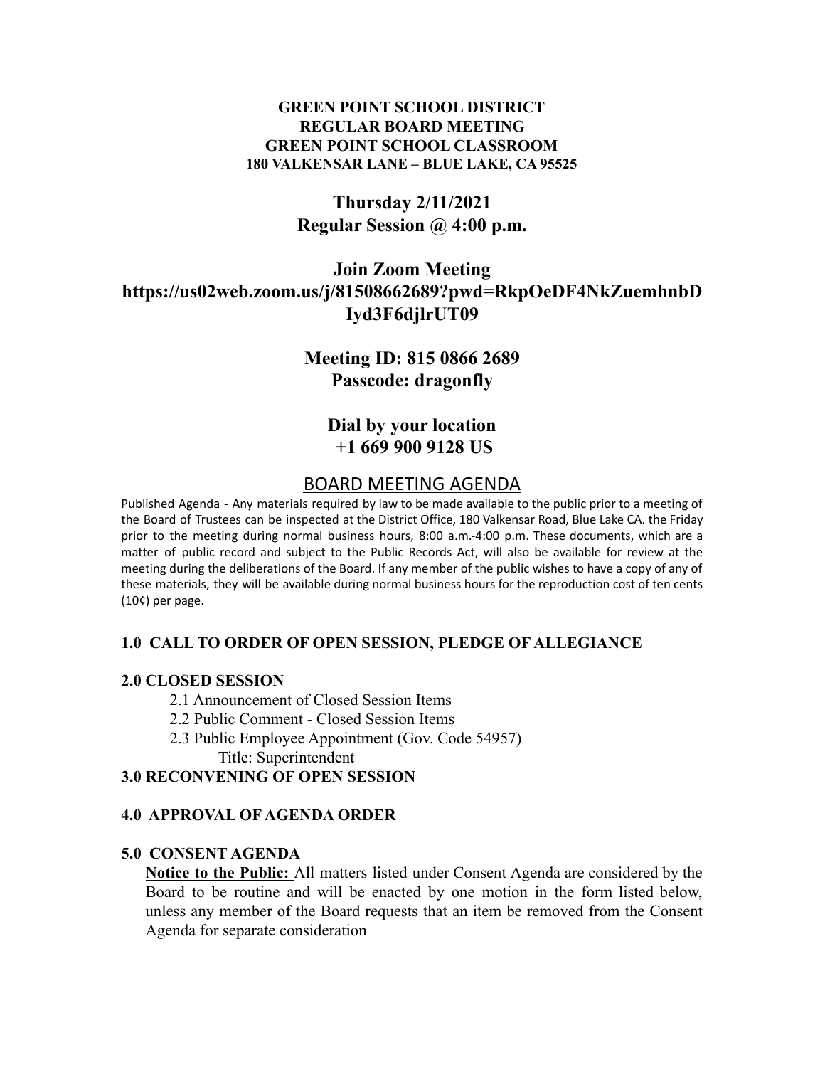**GREEN POINT SCHOOL DISTRICT**
**REGULAR BOARD MEETING**
**GREEN POINT SCHOOL CLASSROOM**
**180 VALKENSAR LANE – BLUE LAKE, CA 95525**

**Thursday 2/11/2021**
**Regular Session @ 4:00 p.m.**

**Join Zoom Meeting**
**https://us02web.zoom.us/j/81508662689?pwd=RkpOeDF4NkZuemhnbDIyd3F6djlrUT09**

**Meeting ID: 815 0866 2689**
**Passcode: dragonfly**

**Dial by your location**
**+1 669 900 9128 US**

## BOARD MEETING AGENDA

Published Agenda - Any materials required by law to be made available to the public prior to a meeting of the Board of Trustees can be inspected at the District Office, 180 Valkensar Road, Blue Lake CA. the Friday prior to the meeting during normal business hours, 8:00 a.m.-4:00 p.m. These documents, which are a matter of public record and subject to the Public Records Act, will also be available for review at the meeting during the deliberations of the Board. If any member of the public wishes to have a copy of any of these materials, they will be available during normal business hours for the reproduction cost of ten cents (10¢) per page.

### 1.0 CALL TO ORDER OF OPEN SESSION, PLEDGE OF ALLEGIANCE

### 2.0 CLOSED SESSION

- 2.1 Announcement of Closed Session Items
- 2.2 Public Comment - Closed Session Items
- 2.3 Public Employee Appointment (Gov. Code 54957)
  Title: Superintendent

### 3.0 RECONVENING OF OPEN SESSION

### 4.0 APPROVAL OF AGENDA ORDER

### 5.0 CONSENT AGENDA

**Notice to the Public:** All matters listed under Consent Agenda are considered by the Board to be routine and will be enacted by one motion in the form listed below, unless any member of the Board requests that an item be removed from the Consent Agenda for separate consideration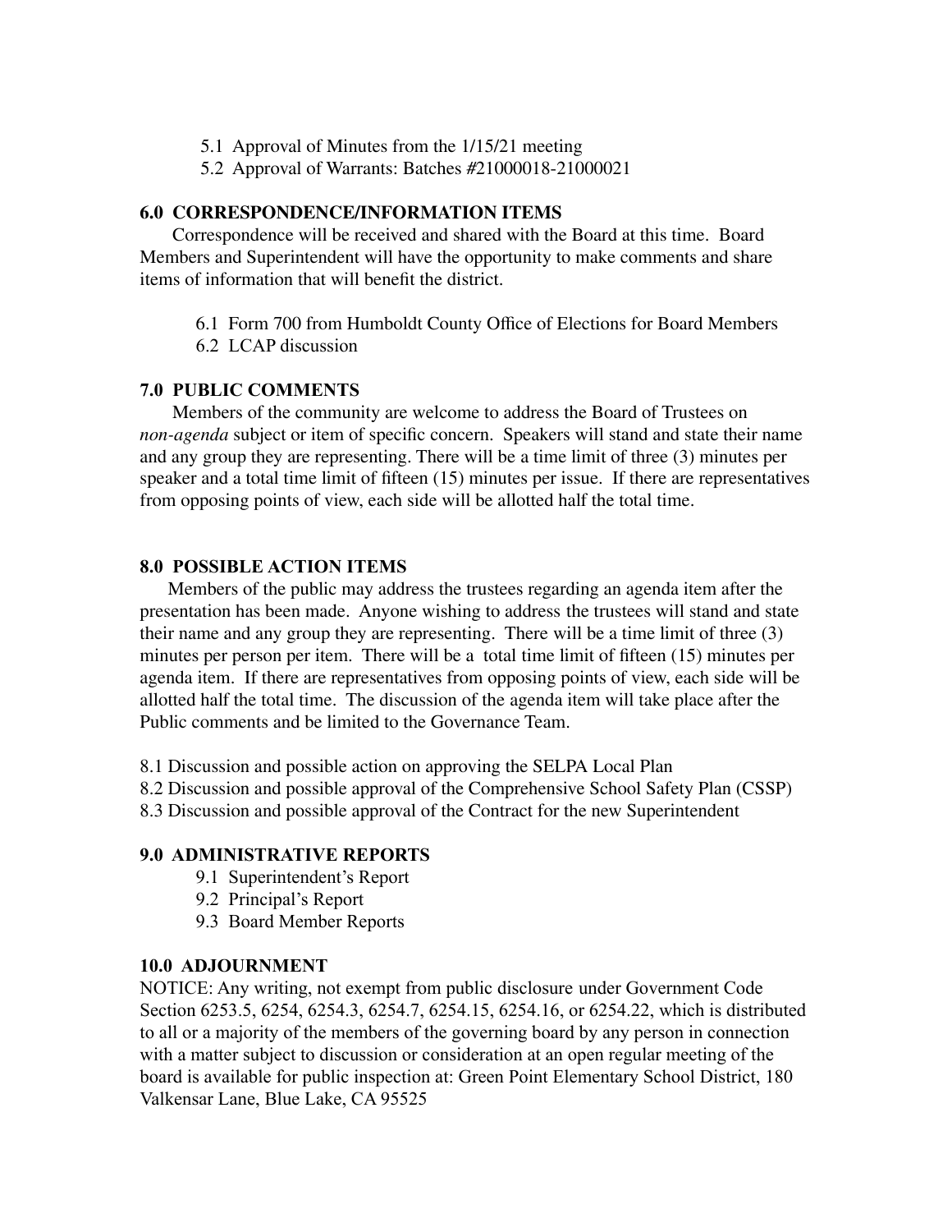5.1 Approval of Minutes from the 1/15/21 meeting
5.2 Approval of Warrants: Batches #21000018-21000021

### 6.0 CORRESPONDENCE/INFORMATION ITEMS

Correspondence will be received and shared with the Board at this time. Board Members and Superintendent will have the opportunity to make comments and share items of information that will benefit the district.

6.1 Form 700 from Humboldt County Office of Elections for Board Members
6.2 LCAP discussion

### 7.0 PUBLIC COMMENTS

Members of the community are welcome to address the Board of Trustees on *non-agenda* subject or item of specific concern. Speakers will stand and state their name and any group they are representing. There will be a time limit of three (3) minutes per speaker and a total time limit of fifteen (15) minutes per issue. If there are representatives from opposing points of view, each side will be allotted half the total time.

### 8.0 POSSIBLE ACTION ITEMS

Members of the public may address the trustees regarding an agenda item after the presentation has been made. Anyone wishing to address the trustees will stand and state their name and any group they are representing. There will be a time limit of three (3) minutes per person per item. There will be a total time limit of fifteen (15) minutes per agenda item. If there are representatives from opposing points of view, each side will be allotted half the total time. The discussion of the agenda item will take place after the Public comments and be limited to the Governance Team.

8.1 Discussion and possible action on approving the SELPA Local Plan
8.2 Discussion and possible approval of the Comprehensive School Safety Plan (CSSP)
8.3 Discussion and possible approval of the Contract for the new Superintendent

### 9.0 ADMINISTRATIVE REPORTS

9.1 Superintendent's Report
9.2 Principal's Report
9.3 Board Member Reports

### 10.0 ADJOURNMENT

NOTICE: Any writing, not exempt from public disclosure under Government Code Section 6253.5, 6254, 6254.3, 6254.7, 6254.15, 6254.16, or 6254.22, which is distributed to all or a majority of the members of the governing board by any person in connection with a matter subject to discussion or consideration at an open regular meeting of the board is available for public inspection at: Green Point Elementary School District, 180 Valkensar Lane, Blue Lake, CA 95525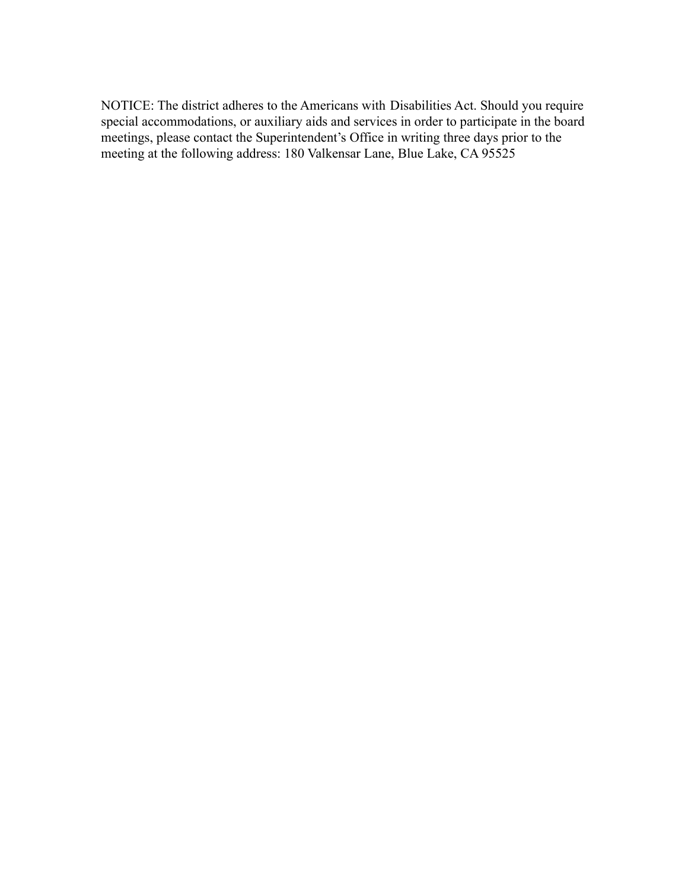NOTICE: The district adheres to the Americans with Disabilities Act. Should you require special accommodations, or auxiliary aids and services in order to participate in the board meetings, please contact the Superintendent's Office in writing three days prior to the meeting at the following address: 180 Valkensar Lane, Blue Lake, CA 95525